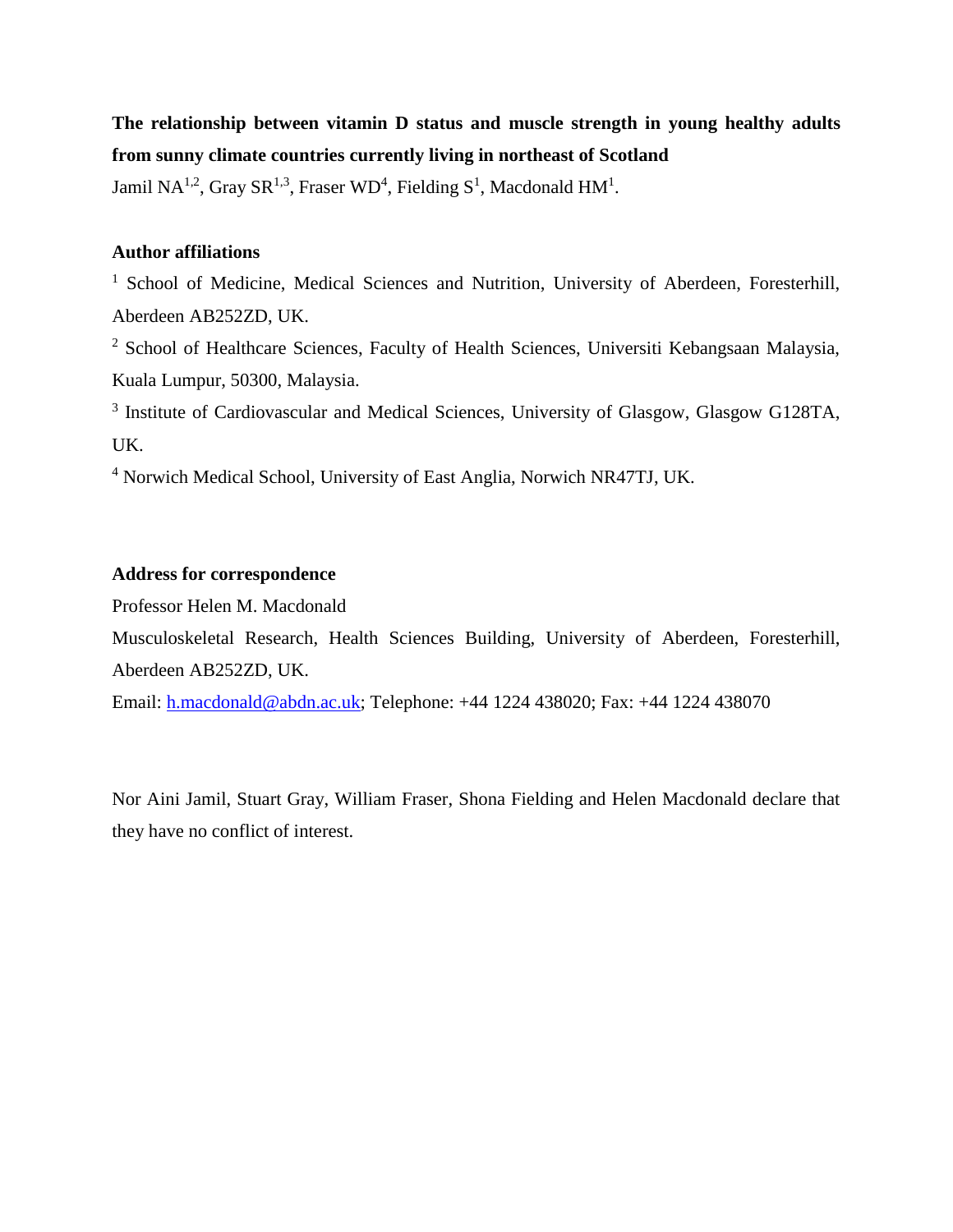**The relationship between vitamin D status and muscle strength in young healthy adults from sunny climate countries currently living in northeast of Scotland**

Jamil NA[1,2], Gray SR[1,3], Fraser WD[4], Fielding S[1], Macdonald HM[1].

**Author affiliations**

[1] School of Medicine, Medical Sciences and Nutrition, University of Aberdeen, Foresterhill, Aberdeen AB252ZD, UK.

[2] School of Healthcare Sciences, Faculty of Health Sciences, Universiti Kebangsaan Malaysia, Kuala Lumpur, 50300, Malaysia.

[3] Institute of Cardiovascular and Medical Sciences, University of Glasgow, Glasgow G128TA, UK.

[4] Norwich Medical School, University of East Anglia, Norwich NR47TJ, UK.

**Address for correspondence**

Professor Helen M. Macdonald

Musculoskeletal Research, Health Sciences Building, University of Aberdeen, Foresterhill, Aberdeen AB252ZD, UK.

Email: h.macdonald@abdn.ac.uk; Telephone: +44 1224 438020; Fax: +44 1224 438070

Nor Aini Jamil, Stuart Gray, William Fraser, Shona Fielding and Helen Macdonald declare that they have no conflict of interest.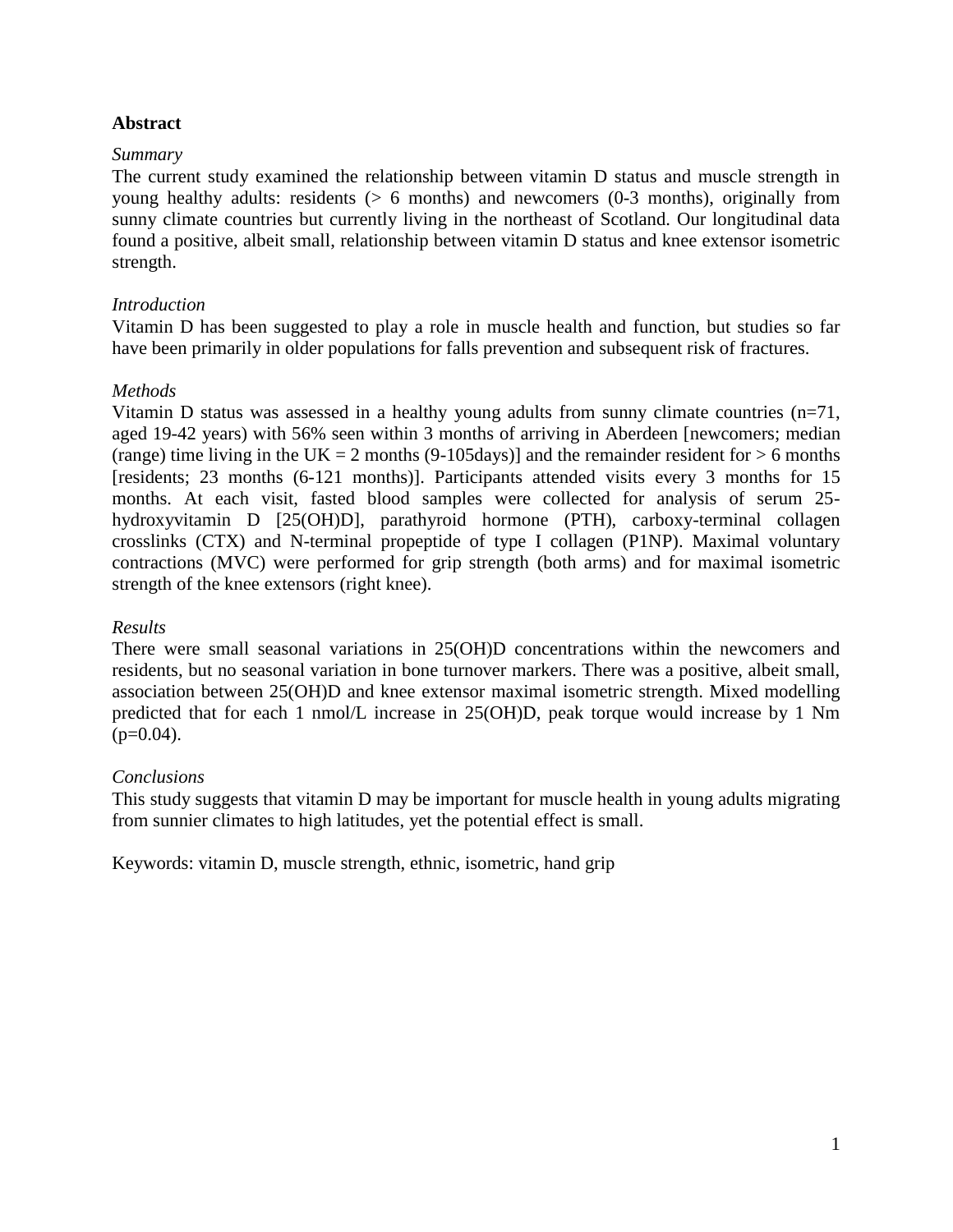**Abstract**

*Summary*

The current study examined the relationship between vitamin D status and muscle strength in young healthy adults: residents (> 6 months) and newcomers (0-3 months), originally from sunny climate countries but currently living in the northeast of Scotland. Our longitudinal data found a positive, albeit small, relationship between vitamin D status and knee extensor isometric strength.

*Introduction*

Vitamin D has been suggested to play a role in muscle health and function, but studies so far have been primarily in older populations for falls prevention and subsequent risk of fractures.

*Methods*

Vitamin D status was assessed in a healthy young adults from sunny climate countries (n=71, aged 19-42 years) with 56% seen within 3 months of arriving in Aberdeen [newcomers; median (range) time living in the UK = 2 months (9-105days)] and the remainder resident for > 6 months [residents; 23 months (6-121 months)]. Participants attended visits every 3 months for 15 months. At each visit, fasted blood samples were collected for analysis of serum 25-hydroxyvitamin D [25(OH)D], parathyroid hormone (PTH), carboxy-terminal collagen crosslinks (CTX) and N-terminal propeptide of type I collagen (P1NP). Maximal voluntary contractions (MVC) were performed for grip strength (both arms) and for maximal isometric strength of the knee extensors (right knee).

*Results*

There were small seasonal variations in 25(OH)D concentrations within the newcomers and residents, but no seasonal variation in bone turnover markers. There was a positive, albeit small, association between 25(OH)D and knee extensor maximal isometric strength. Mixed modelling predicted that for each 1 nmol/L increase in 25(OH)D, peak torque would increase by 1 Nm ($p=0.04$).

*Conclusions*

This study suggests that vitamin D may be important for muscle health in young adults migrating from sunnier climates to high latitudes, yet the potential effect is small.

Keywords: vitamin D, muscle strength, ethnic, isometric, hand grip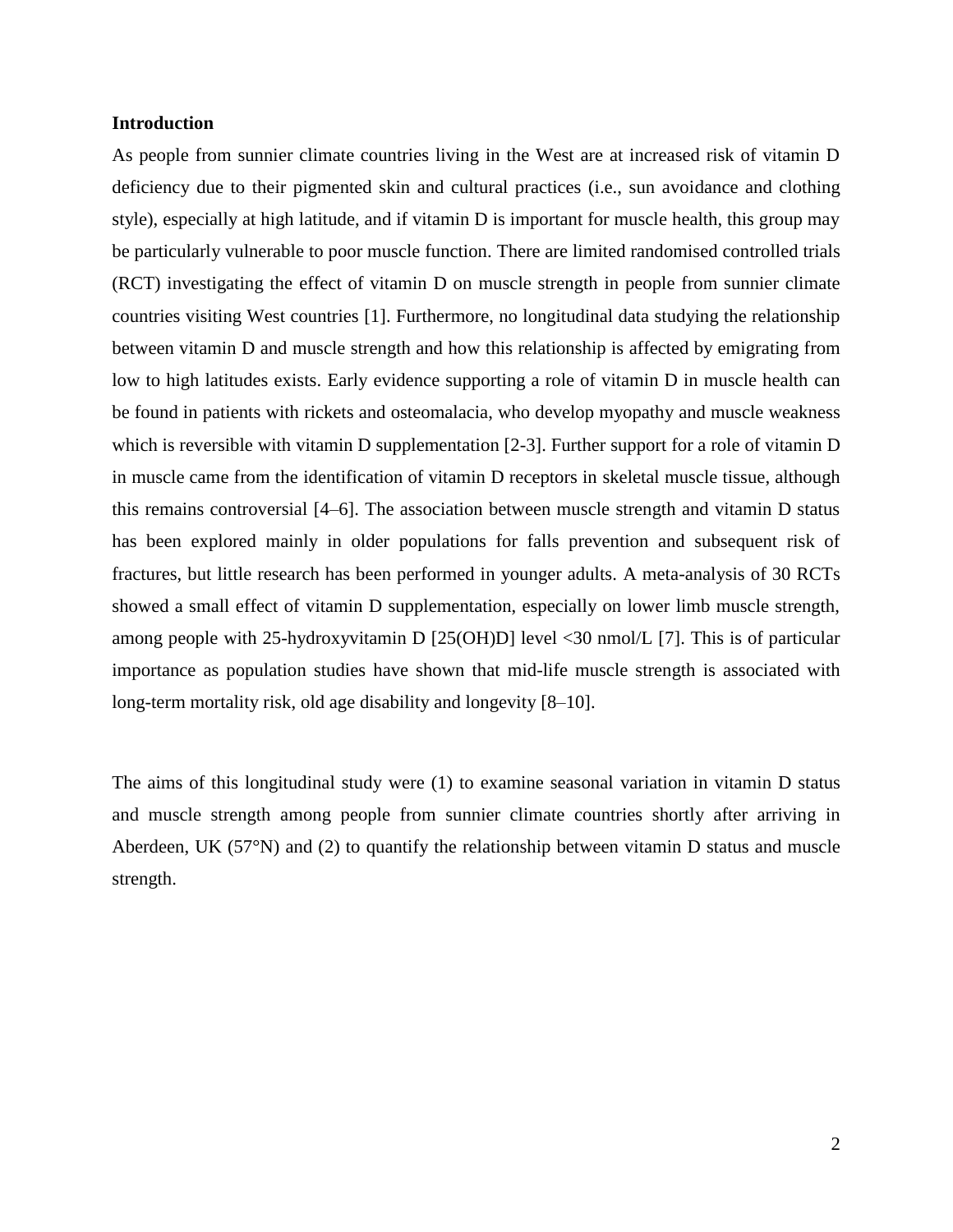## Introduction

As people from sunnier climate countries living in the West are at increased risk of vitamin D deficiency due to their pigmented skin and cultural practices (i.e., sun avoidance and clothing style), especially at high latitude, and if vitamin D is important for muscle health, this group may be particularly vulnerable to poor muscle function. There are limited randomised controlled trials (RCT) investigating the effect of vitamin D on muscle strength in people from sunnier climate countries visiting West countries [1]. Furthermore, no longitudinal data studying the relationship between vitamin D and muscle strength and how this relationship is affected by emigrating from low to high latitudes exists. Early evidence supporting a role of vitamin D in muscle health can be found in patients with rickets and osteomalacia, who develop myopathy and muscle weakness which is reversible with vitamin D supplementation [2-3]. Further support for a role of vitamin D in muscle came from the identification of vitamin D receptors in skeletal muscle tissue, although this remains controversial [4–6]. The association between muscle strength and vitamin D status has been explored mainly in older populations for falls prevention and subsequent risk of fractures, but little research has been performed in younger adults. A meta-analysis of 30 RCTs showed a small effect of vitamin D supplementation, especially on lower limb muscle strength, among people with 25-hydroxyvitamin D [25(OH)D] level <30 nmol/L [7]. This is of particular importance as population studies have shown that mid-life muscle strength is associated with long-term mortality risk, old age disability and longevity [8–10].

The aims of this longitudinal study were (1) to examine seasonal variation in vitamin D status and muscle strength among people from sunnier climate countries shortly after arriving in Aberdeen, UK (57°N) and (2) to quantify the relationship between vitamin D status and muscle strength.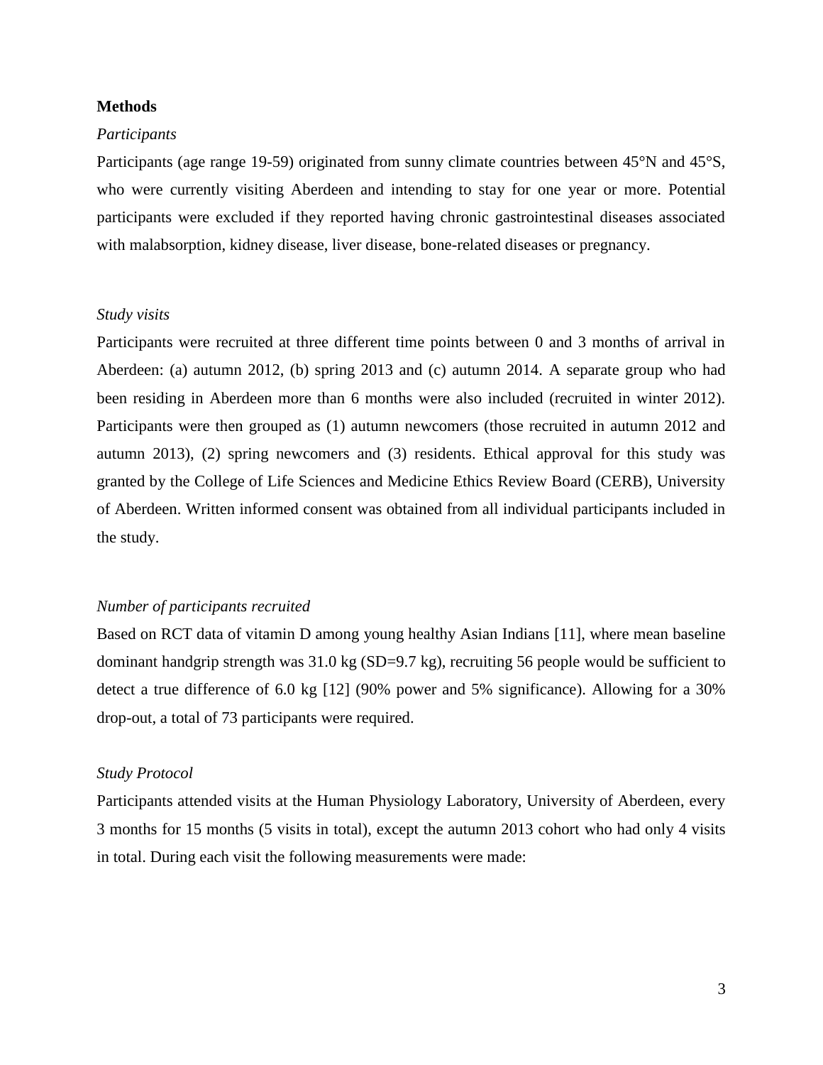**Methods**

*Participants*

Participants (age range 19-59) originated from sunny climate countries between 45°N and 45°S, who were currently visiting Aberdeen and intending to stay for one year or more. Potential participants were excluded if they reported having chronic gastrointestinal diseases associated with malabsorption, kidney disease, liver disease, bone-related diseases or pregnancy.

*Study visits*

Participants were recruited at three different time points between 0 and 3 months of arrival in Aberdeen: (a) autumn 2012, (b) spring 2013 and (c) autumn 2014. A separate group who had been residing in Aberdeen more than 6 months were also included (recruited in winter 2012). Participants were then grouped as (1) autumn newcomers (those recruited in autumn 2012 and autumn 2013), (2) spring newcomers and (3) residents. Ethical approval for this study was granted by the College of Life Sciences and Medicine Ethics Review Board (CERB), University of Aberdeen. Written informed consent was obtained from all individual participants included in the study.

*Number of participants recruited*

Based on RCT data of vitamin D among young healthy Asian Indians [11], where mean baseline dominant handgrip strength was 31.0 kg (SD=9.7 kg), recruiting 56 people would be sufficient to detect a true difference of 6.0 kg [12] (90% power and 5% significance). Allowing for a 30% drop-out, a total of 73 participants were required.

*Study Protocol*

Participants attended visits at the Human Physiology Laboratory, University of Aberdeen, every 3 months for 15 months (5 visits in total), except the autumn 2013 cohort who had only 4 visits in total. During each visit the following measurements were made: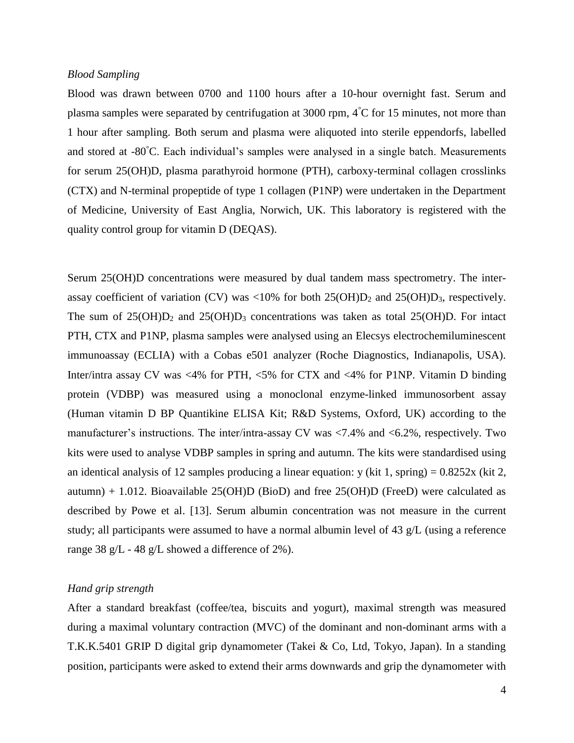*Blood Sampling*

Blood was drawn between 0700 and 1100 hours after a 10-hour overnight fast. Serum and plasma samples were separated by centrifugation at 3000 rpm, 4˚C for 15 minutes, not more than 1 hour after sampling. Both serum and plasma were aliquoted into sterile eppendorfs, labelled and stored at -80˚C. Each individual's samples were analysed in a single batch. Measurements for serum 25(OH)D, plasma parathyroid hormone (PTH), carboxy-terminal collagen crosslinks (CTX) and N-terminal propeptide of type 1 collagen (P1NP) were undertaken in the Department of Medicine, University of East Anglia, Norwich, UK. This laboratory is registered with the quality control group for vitamin D (DEQAS).

Serum 25(OH)D concentrations were measured by dual tandem mass spectrometry. The inter-assay coefficient of variation (CV) was <10% for both $25(OH)D_2$ and $25(OH)D_3$, respectively. The sum of $25(OH)D_2$ and $25(OH)D_3$ concentrations was taken as total 25(OH)D. For intact PTH, CTX and P1NP, plasma samples were analysed using an Elecsys electrochemiluminescent immunoassay (ECLIA) with a Cobas e501 analyzer (Roche Diagnostics, Indianapolis, USA). Inter/intra assay CV was <4% for PTH, <5% for CTX and <4% for P1NP. Vitamin D binding protein (VDBP) was measured using a monoclonal enzyme-linked immunosorbent assay (Human vitamin D BP Quantikine ELISA Kit; R&D Systems, Oxford, UK) according to the manufacturer's instructions. The inter/intra-assay CV was <7.4% and <6.2%, respectively. Two kits were used to analyse VDBP samples in spring and autumn. The kits were standardised using an identical analysis of 12 samples producing a linear equation: y (kit 1, spring) = 0.8252x (kit 2, autumn) + 1.012. Bioavailable 25(OH)D (BioD) and free 25(OH)D (FreeD) were calculated as described by Powe et al. [13]. Serum albumin concentration was not measure in the current study; all participants were assumed to have a normal albumin level of 43 g/L (using a reference range 38 g/L - 48 g/L showed a difference of 2%).

*Hand grip strength*

After a standard breakfast (coffee/tea, biscuits and yogurt), maximal strength was measured during a maximal voluntary contraction (MVC) of the dominant and non-dominant arms with a T.K.K.5401 GRIP D digital grip dynamometer (Takei & Co, Ltd, Tokyo, Japan). In a standing position, participants were asked to extend their arms downwards and grip the dynamometer with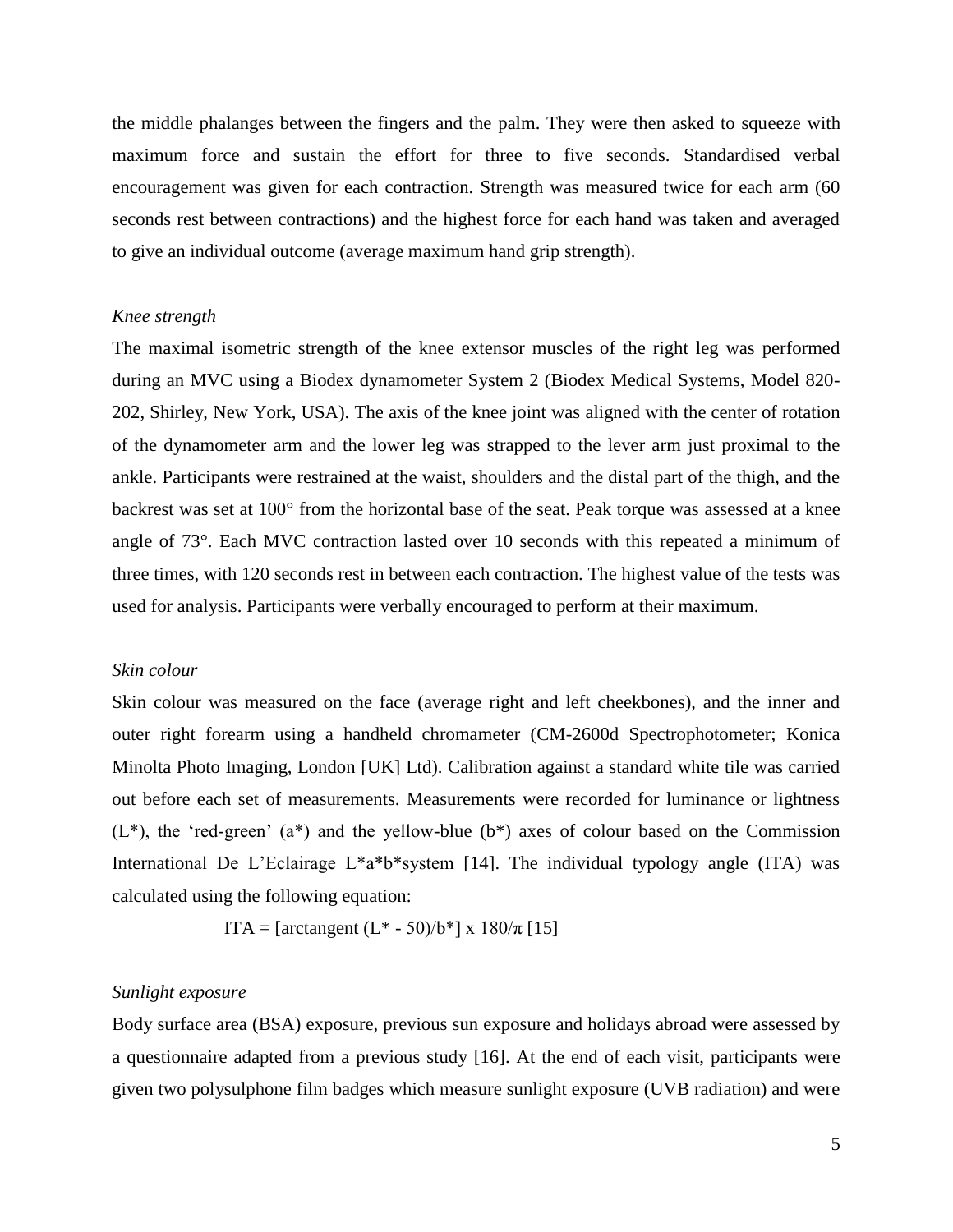the middle phalanges between the fingers and the palm. They were then asked to squeeze with maximum force and sustain the effort for three to five seconds. Standardised verbal encouragement was given for each contraction. Strength was measured twice for each arm (60 seconds rest between contractions) and the highest force for each hand was taken and averaged to give an individual outcome (average maximum hand grip strength).

*Knee strength*

The maximal isometric strength of the knee extensor muscles of the right leg was performed during an MVC using a Biodex dynamometer System 2 (Biodex Medical Systems, Model 820-202, Shirley, New York, USA). The axis of the knee joint was aligned with the center of rotation of the dynamometer arm and the lower leg was strapped to the lever arm just proximal to the ankle. Participants were restrained at the waist, shoulders and the distal part of the thigh, and the backrest was set at 100° from the horizontal base of the seat. Peak torque was assessed at a knee angle of 73°. Each MVC contraction lasted over 10 seconds with this repeated a minimum of three times, with 120 seconds rest in between each contraction. The highest value of the tests was used for analysis. Participants were verbally encouraged to perform at their maximum.

*Skin colour*

Skin colour was measured on the face (average right and left cheekbones), and the inner and outer right forearm using a handheld chromameter (CM-2600d Spectrophotometer; Konica Minolta Photo Imaging, London [UK] Ltd). Calibration against a standard white tile was carried out before each set of measurements. Measurements were recorded for luminance or lightness ($L^*$), the 'red-green' ($a^*$) and the yellow-blue ($b^*$) axes of colour based on the Commission International De L'Eclairage $L^*a^*b^*$system [14]. The individual typology angle (ITA) was calculated using the following equation:

$$\text{ITA} = [\text{arctangent}\ (L^* - 50)/b^*] \times 180/\pi\ [15]$$

*Sunlight exposure*

Body surface area (BSA) exposure, previous sun exposure and holidays abroad were assessed by a questionnaire adapted from a previous study [16]. At the end of each visit, participants were given two polysulphone film badges which measure sunlight exposure (UVB radiation) and were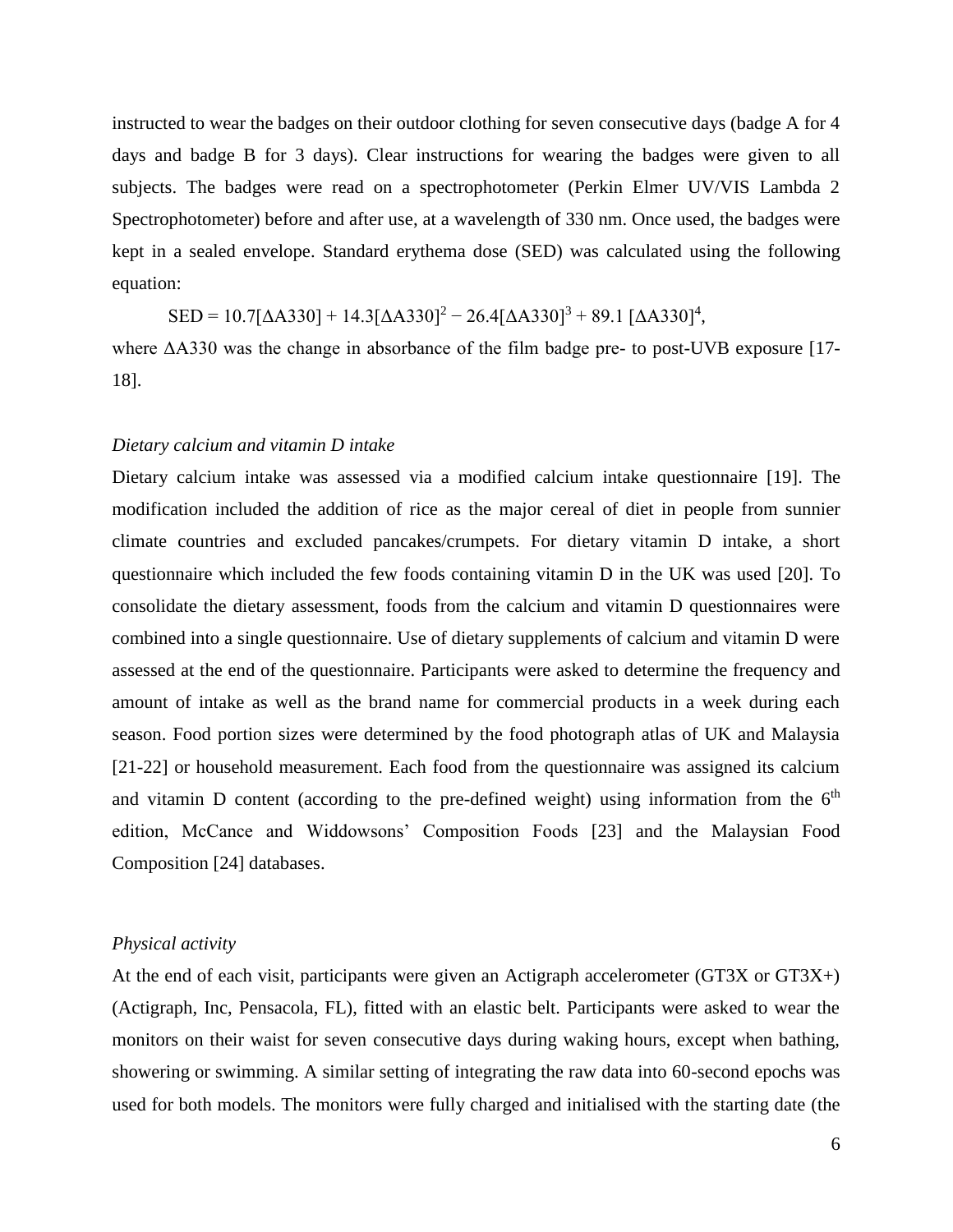instructed to wear the badges on their outdoor clothing for seven consecutive days (badge A for 4 days and badge B for 3 days). Clear instructions for wearing the badges were given to all subjects. The badges were read on a spectrophotometer (Perkin Elmer UV/VIS Lambda 2 Spectrophotometer) before and after use, at a wavelength of 330 nm. Once used, the badges were kept in a sealed envelope. Standard erythema dose (SED) was calculated using the following equation:

$$\text{SED} = 10.7[\Delta A330] + 14.3[\Delta A330]^2 - 26.4[\Delta A330]^3 + 89.1\,[\Delta A330]^4,$$

where $\Delta A330$ was the change in absorbance of the film badge pre- to post-UVB exposure [17-18].

*Dietary calcium and vitamin D intake*

Dietary calcium intake was assessed via a modified calcium intake questionnaire [19]. The modification included the addition of rice as the major cereal of diet in people from sunnier climate countries and excluded pancakes/crumpets. For dietary vitamin D intake, a short questionnaire which included the few foods containing vitamin D in the UK was used [20]. To consolidate the dietary assessment, foods from the calcium and vitamin D questionnaires were combined into a single questionnaire. Use of dietary supplements of calcium and vitamin D were assessed at the end of the questionnaire. Participants were asked to determine the frequency and amount of intake as well as the brand name for commercial products in a week during each season. Food portion sizes were determined by the food photograph atlas of UK and Malaysia [21-22] or household measurement. Each food from the questionnaire was assigned its calcium and vitamin D content (according to the pre-defined weight) using information from the 6th edition, McCance and Widdowsons' Composition Foods [23] and the Malaysian Food Composition [24] databases.

*Physical activity*

At the end of each visit, participants were given an Actigraph accelerometer (GT3X or GT3X+) (Actigraph, Inc, Pensacola, FL), fitted with an elastic belt. Participants were asked to wear the monitors on their waist for seven consecutive days during waking hours, except when bathing, showering or swimming. A similar setting of integrating the raw data into 60-second epochs was used for both models. The monitors were fully charged and initialised with the starting date (the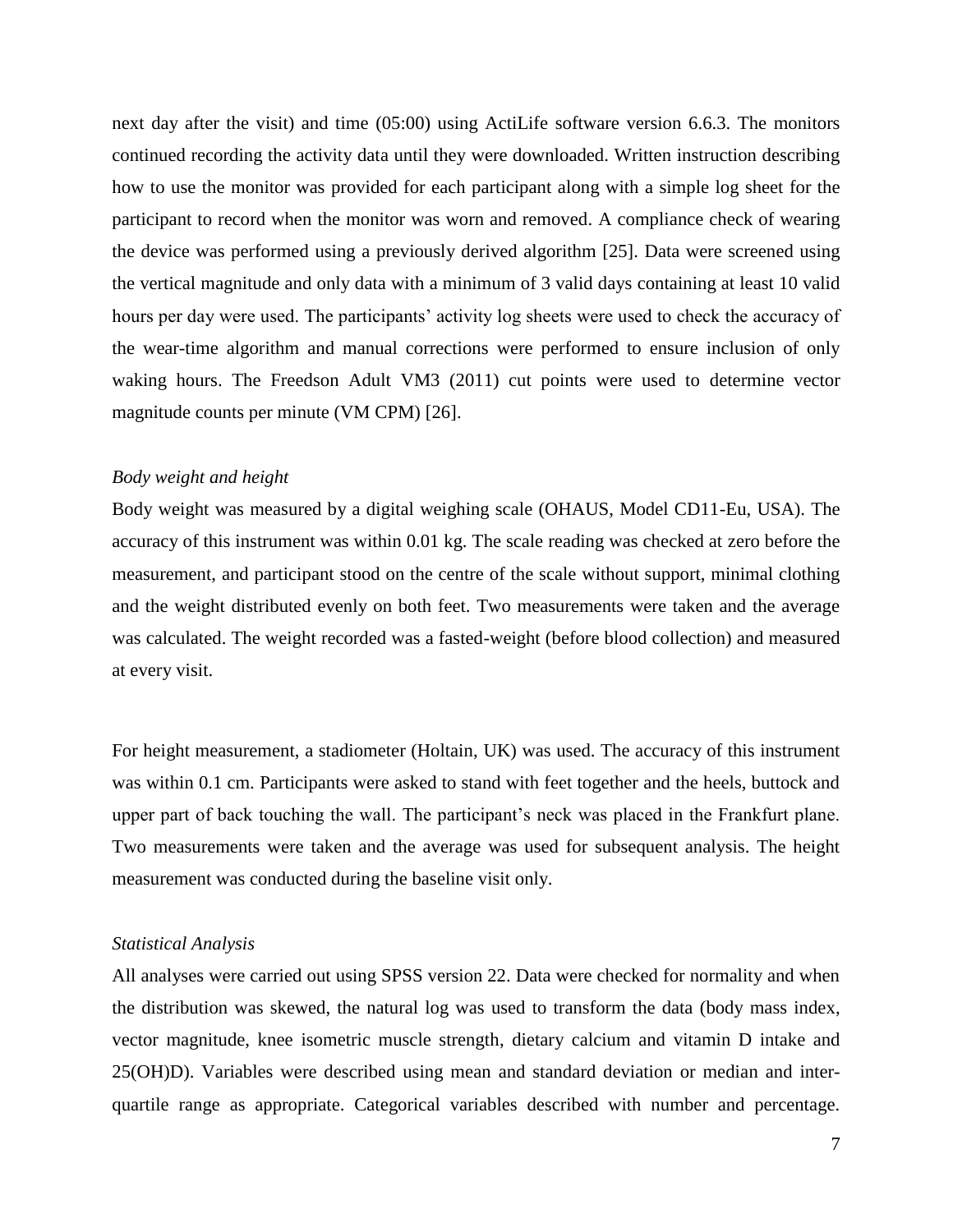next day after the visit) and time (05:00) using ActiLife software version 6.6.3. The monitors continued recording the activity data until they were downloaded. Written instruction describing how to use the monitor was provided for each participant along with a simple log sheet for the participant to record when the monitor was worn and removed. A compliance check of wearing the device was performed using a previously derived algorithm [25]. Data were screened using the vertical magnitude and only data with a minimum of 3 valid days containing at least 10 valid hours per day were used. The participants' activity log sheets were used to check the accuracy of the wear-time algorithm and manual corrections were performed to ensure inclusion of only waking hours. The Freedson Adult VM3 (2011) cut points were used to determine vector magnitude counts per minute (VM CPM) [26].

*Body weight and height*

Body weight was measured by a digital weighing scale (OHAUS, Model CD11-Eu, USA). The accuracy of this instrument was within 0.01 kg. The scale reading was checked at zero before the measurement, and participant stood on the centre of the scale without support, minimal clothing and the weight distributed evenly on both feet. Two measurements were taken and the average was calculated. The weight recorded was a fasted-weight (before blood collection) and measured at every visit.

For height measurement, a stadiometer (Holtain, UK) was used. The accuracy of this instrument was within 0.1 cm. Participants were asked to stand with feet together and the heels, buttock and upper part of back touching the wall. The participant's neck was placed in the Frankfurt plane. Two measurements were taken and the average was used for subsequent analysis. The height measurement was conducted during the baseline visit only.

*Statistical Analysis*

All analyses were carried out using SPSS version 22. Data were checked for normality and when the distribution was skewed, the natural log was used to transform the data (body mass index, vector magnitude, knee isometric muscle strength, dietary calcium and vitamin D intake and 25(OH)D). Variables were described using mean and standard deviation or median and inter-quartile range as appropriate. Categorical variables described with number and percentage.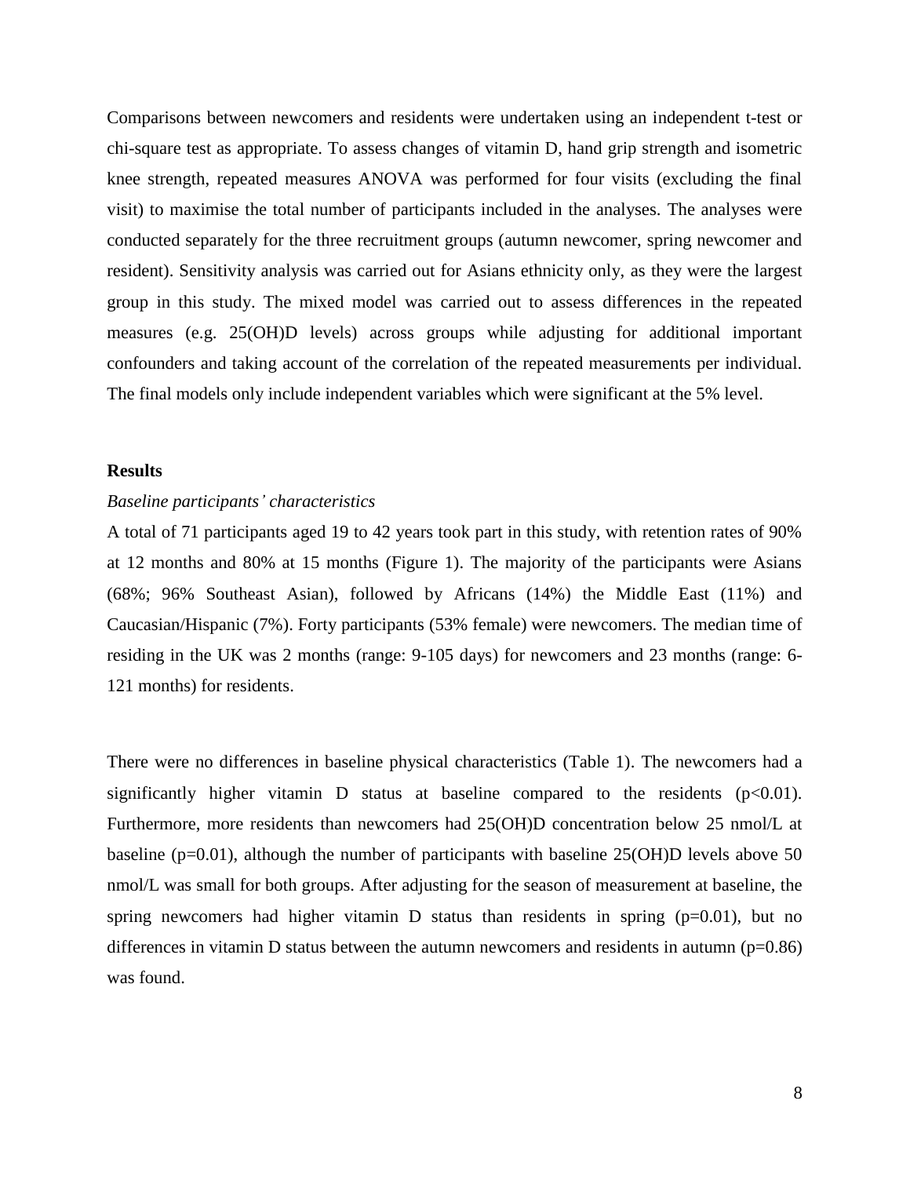Comparisons between newcomers and residents were undertaken using an independent t-test or chi-square test as appropriate. To assess changes of vitamin D, hand grip strength and isometric knee strength, repeated measures ANOVA was performed for four visits (excluding the final visit) to maximise the total number of participants included in the analyses. The analyses were conducted separately for the three recruitment groups (autumn newcomer, spring newcomer and resident). Sensitivity analysis was carried out for Asians ethnicity only, as they were the largest group in this study. The mixed model was carried out to assess differences in the repeated measures (e.g. 25(OH)D levels) across groups while adjusting for additional important confounders and taking account of the correlation of the repeated measurements per individual. The final models only include independent variables which were significant at the 5% level.

## Results

*Baseline participants' characteristics*

A total of 71 participants aged 19 to 42 years took part in this study, with retention rates of 90% at 12 months and 80% at 15 months (Figure 1). The majority of the participants were Asians (68%; 96% Southeast Asian), followed by Africans (14%) the Middle East (11%) and Caucasian/Hispanic (7%). Forty participants (53% female) were newcomers. The median time of residing in the UK was 2 months (range: 9-105 days) for newcomers and 23 months (range: 6-121 months) for residents.

There were no differences in baseline physical characteristics (Table 1). The newcomers had a significantly higher vitamin D status at baseline compared to the residents ($p<0.01$). Furthermore, more residents than newcomers had 25(OH)D concentration below 25 nmol/L at baseline ($p=0.01$), although the number of participants with baseline 25(OH)D levels above 50 nmol/L was small for both groups. After adjusting for the season of measurement at baseline, the spring newcomers had higher vitamin D status than residents in spring ($p=0.01$), but no differences in vitamin D status between the autumn newcomers and residents in autumn ($p=0.86$) was found.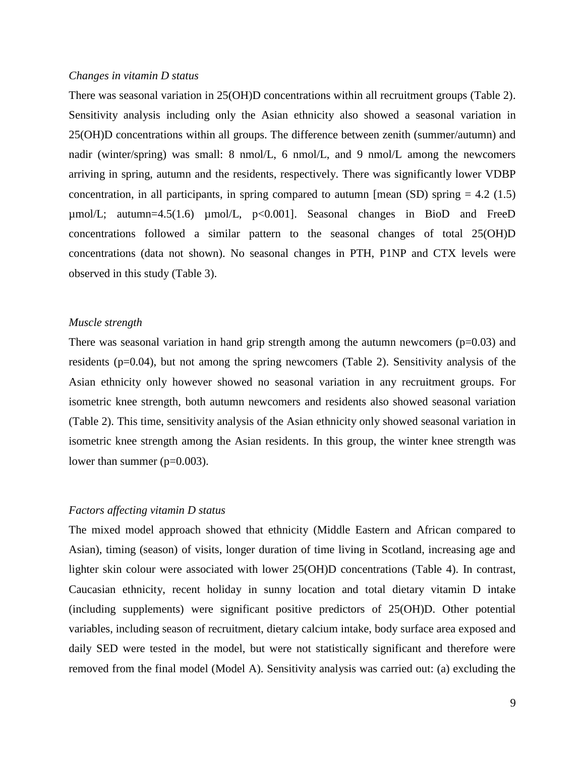*Changes in vitamin D status*

There was seasonal variation in 25(OH)D concentrations within all recruitment groups (Table 2). Sensitivity analysis including only the Asian ethnicity also showed a seasonal variation in 25(OH)D concentrations within all groups. The difference between zenith (summer/autumn) and nadir (winter/spring) was small: 8 nmol/L, 6 nmol/L, and 9 nmol/L among the newcomers arriving in spring, autumn and the residents, respectively. There was significantly lower VDBP concentration, in all participants, in spring compared to autumn [mean (SD) spring = 4.2 (1.5) µmol/L; autumn=4.5(1.6) µmol/L, $p<0.001$]. Seasonal changes in BioD and FreeD concentrations followed a similar pattern to the seasonal changes of total 25(OH)D concentrations (data not shown). No seasonal changes in PTH, P1NP and CTX levels were observed in this study (Table 3).

*Muscle strength*

There was seasonal variation in hand grip strength among the autumn newcomers ($p=0.03$) and residents ($p=0.04$), but not among the spring newcomers (Table 2). Sensitivity analysis of the Asian ethnicity only however showed no seasonal variation in any recruitment groups. For isometric knee strength, both autumn newcomers and residents also showed seasonal variation (Table 2). This time, sensitivity analysis of the Asian ethnicity only showed seasonal variation in isometric knee strength among the Asian residents. In this group, the winter knee strength was lower than summer ($p=0.003$).

*Factors affecting vitamin D status*

The mixed model approach showed that ethnicity (Middle Eastern and African compared to Asian), timing (season) of visits, longer duration of time living in Scotland, increasing age and lighter skin colour were associated with lower 25(OH)D concentrations (Table 4). In contrast, Caucasian ethnicity, recent holiday in sunny location and total dietary vitamin D intake (including supplements) were significant positive predictors of 25(OH)D. Other potential variables, including season of recruitment, dietary calcium intake, body surface area exposed and daily SED were tested in the model, but were not statistically significant and therefore were removed from the final model (Model A). Sensitivity analysis was carried out: (a) excluding the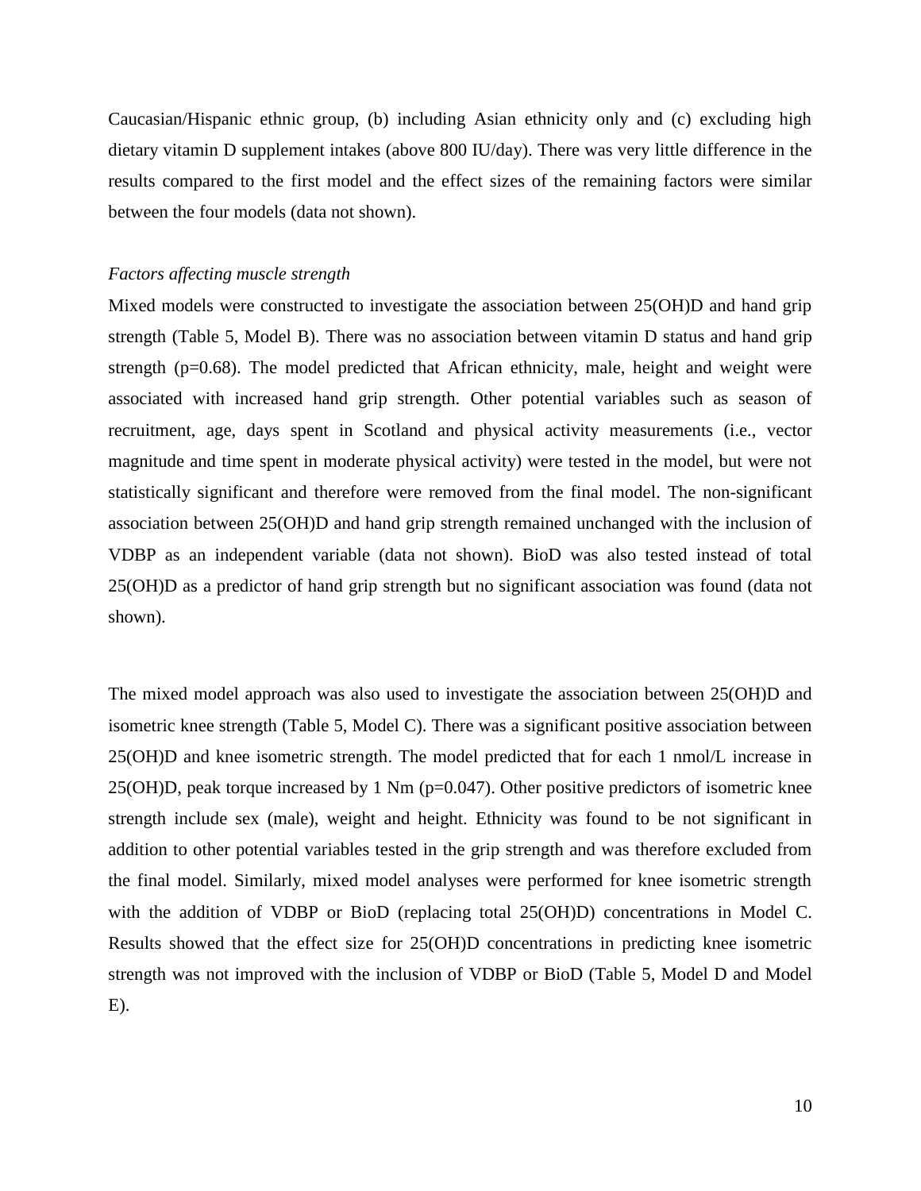Caucasian/Hispanic ethnic group, (b) including Asian ethnicity only and (c) excluding high dietary vitamin D supplement intakes (above 800 IU/day). There was very little difference in the results compared to the first model and the effect sizes of the remaining factors were similar between the four models (data not shown).

*Factors affecting muscle strength*

Mixed models were constructed to investigate the association between 25(OH)D and hand grip strength (Table 5, Model B). There was no association between vitamin D status and hand grip strength (p=0.68). The model predicted that African ethnicity, male, height and weight were associated with increased hand grip strength. Other potential variables such as season of recruitment, age, days spent in Scotland and physical activity measurements (i.e., vector magnitude and time spent in moderate physical activity) were tested in the model, but were not statistically significant and therefore were removed from the final model. The non-significant association between 25(OH)D and hand grip strength remained unchanged with the inclusion of VDBP as an independent variable (data not shown). BioD was also tested instead of total 25(OH)D as a predictor of hand grip strength but no significant association was found (data not shown).

The mixed model approach was also used to investigate the association between 25(OH)D and isometric knee strength (Table 5, Model C). There was a significant positive association between 25(OH)D and knee isometric strength. The model predicted that for each 1 nmol/L increase in 25(OH)D, peak torque increased by 1 Nm (p=0.047). Other positive predictors of isometric knee strength include sex (male), weight and height. Ethnicity was found to be not significant in addition to other potential variables tested in the grip strength and was therefore excluded from the final model. Similarly, mixed model analyses were performed for knee isometric strength with the addition of VDBP or BioD (replacing total 25(OH)D) concentrations in Model C. Results showed that the effect size for 25(OH)D concentrations in predicting knee isometric strength was not improved with the inclusion of VDBP or BioD (Table 5, Model D and Model E).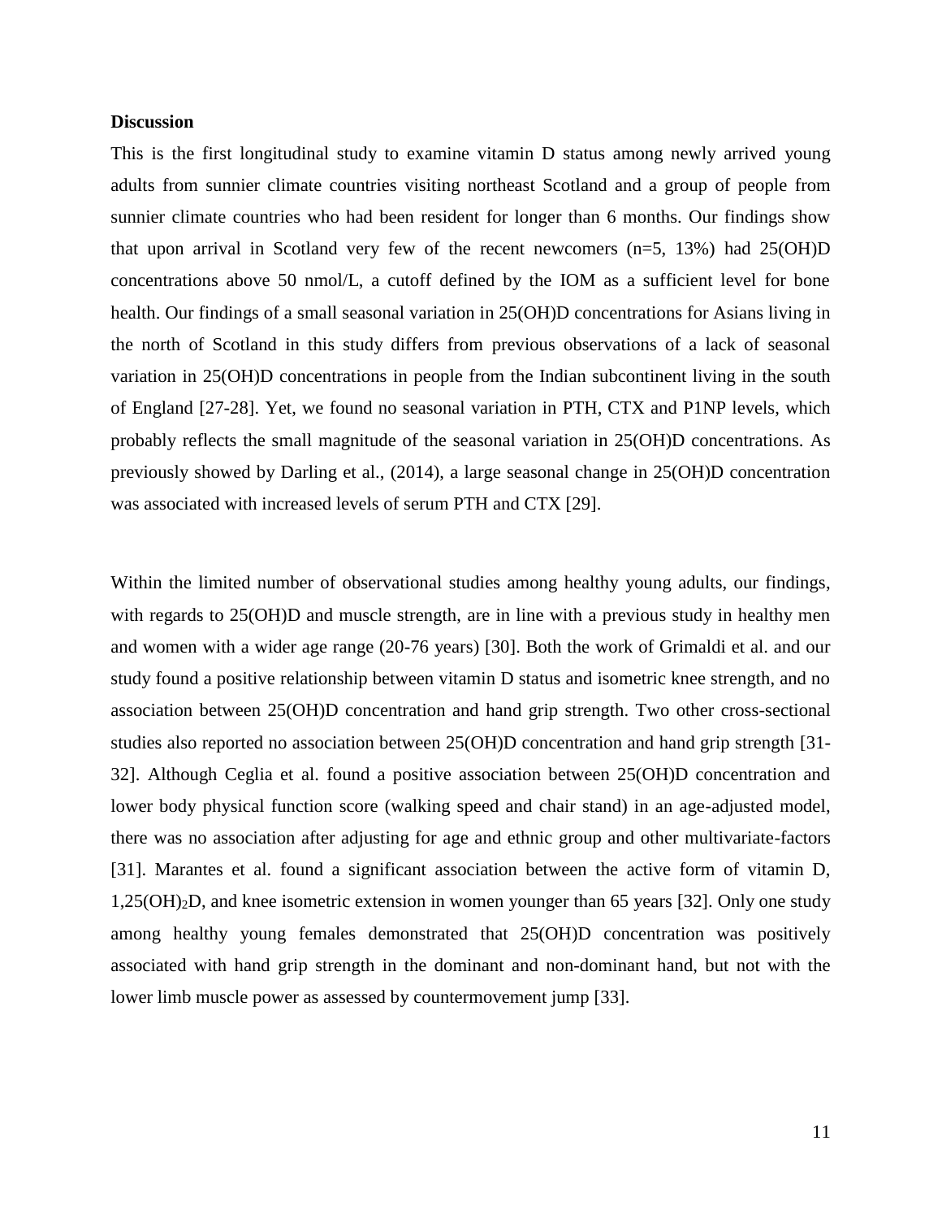**Discussion**

This is the first longitudinal study to examine vitamin D status among newly arrived young adults from sunnier climate countries visiting northeast Scotland and a group of people from sunnier climate countries who had been resident for longer than 6 months. Our findings show that upon arrival in Scotland very few of the recent newcomers (n=5, 13%) had 25(OH)D concentrations above 50 nmol/L, a cutoff defined by the IOM as a sufficient level for bone health. Our findings of a small seasonal variation in 25(OH)D concentrations for Asians living in the north of Scotland in this study differs from previous observations of a lack of seasonal variation in 25(OH)D concentrations in people from the Indian subcontinent living in the south of England [27-28]. Yet, we found no seasonal variation in PTH, CTX and P1NP levels, which probably reflects the small magnitude of the seasonal variation in 25(OH)D concentrations. As previously showed by Darling et al., (2014), a large seasonal change in 25(OH)D concentration was associated with increased levels of serum PTH and CTX [29].

Within the limited number of observational studies among healthy young adults, our findings, with regards to 25(OH)D and muscle strength, are in line with a previous study in healthy men and women with a wider age range (20-76 years) [30]. Both the work of Grimaldi et al. and our study found a positive relationship between vitamin D status and isometric knee strength, and no association between 25(OH)D concentration and hand grip strength. Two other cross-sectional studies also reported no association between 25(OH)D concentration and hand grip strength [31-32]. Although Ceglia et al. found a positive association between 25(OH)D concentration and lower body physical function score (walking speed and chair stand) in an age-adjusted model, there was no association after adjusting for age and ethnic group and other multivariate-factors [31]. Marantes et al. found a significant association between the active form of vitamin D, $1,25(OH)_2D$, and knee isometric extension in women younger than 65 years [32]. Only one study among healthy young females demonstrated that 25(OH)D concentration was positively associated with hand grip strength in the dominant and non-dominant hand, but not with the lower limb muscle power as assessed by countermovement jump [33].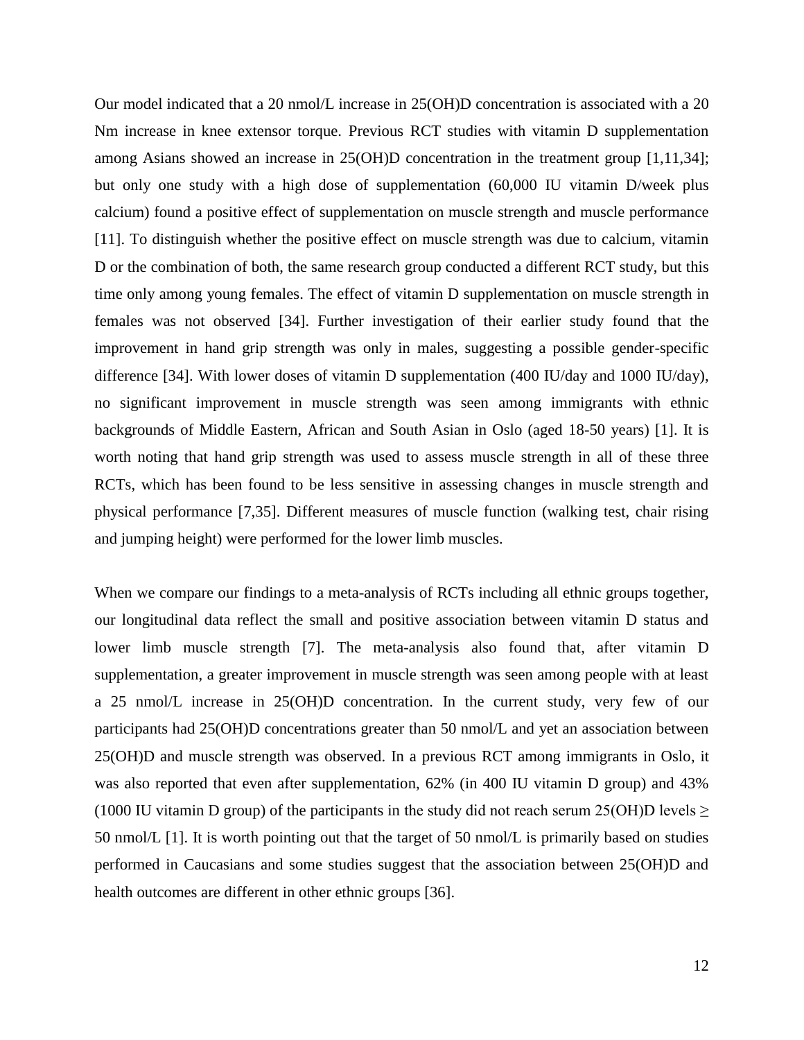Our model indicated that a 20 nmol/L increase in 25(OH)D concentration is associated with a 20 Nm increase in knee extensor torque. Previous RCT studies with vitamin D supplementation among Asians showed an increase in 25(OH)D concentration in the treatment group [1,11,34]; but only one study with a high dose of supplementation (60,000 IU vitamin D/week plus calcium) found a positive effect of supplementation on muscle strength and muscle performance [11]. To distinguish whether the positive effect on muscle strength was due to calcium, vitamin D or the combination of both, the same research group conducted a different RCT study, but this time only among young females. The effect of vitamin D supplementation on muscle strength in females was not observed [34]. Further investigation of their earlier study found that the improvement in hand grip strength was only in males, suggesting a possible gender-specific difference [34]. With lower doses of vitamin D supplementation (400 IU/day and 1000 IU/day), no significant improvement in muscle strength was seen among immigrants with ethnic backgrounds of Middle Eastern, African and South Asian in Oslo (aged 18-50 years) [1]. It is worth noting that hand grip strength was used to assess muscle strength in all of these three RCTs, which has been found to be less sensitive in assessing changes in muscle strength and physical performance [7,35]. Different measures of muscle function (walking test, chair rising and jumping height) were performed for the lower limb muscles.

When we compare our findings to a meta-analysis of RCTs including all ethnic groups together, our longitudinal data reflect the small and positive association between vitamin D status and lower limb muscle strength [7]. The meta-analysis also found that, after vitamin D supplementation, a greater improvement in muscle strength was seen among people with at least a 25 nmol/L increase in 25(OH)D concentration. In the current study, very few of our participants had 25(OH)D concentrations greater than 50 nmol/L and yet an association between 25(OH)D and muscle strength was observed. In a previous RCT among immigrants in Oslo, it was also reported that even after supplementation, 62% (in 400 IU vitamin D group) and 43% (1000 IU vitamin D group) of the participants in the study did not reach serum 25(OH)D levels $\geq$ 50 nmol/L [1]. It is worth pointing out that the target of 50 nmol/L is primarily based on studies performed in Caucasians and some studies suggest that the association between 25(OH)D and health outcomes are different in other ethnic groups [36].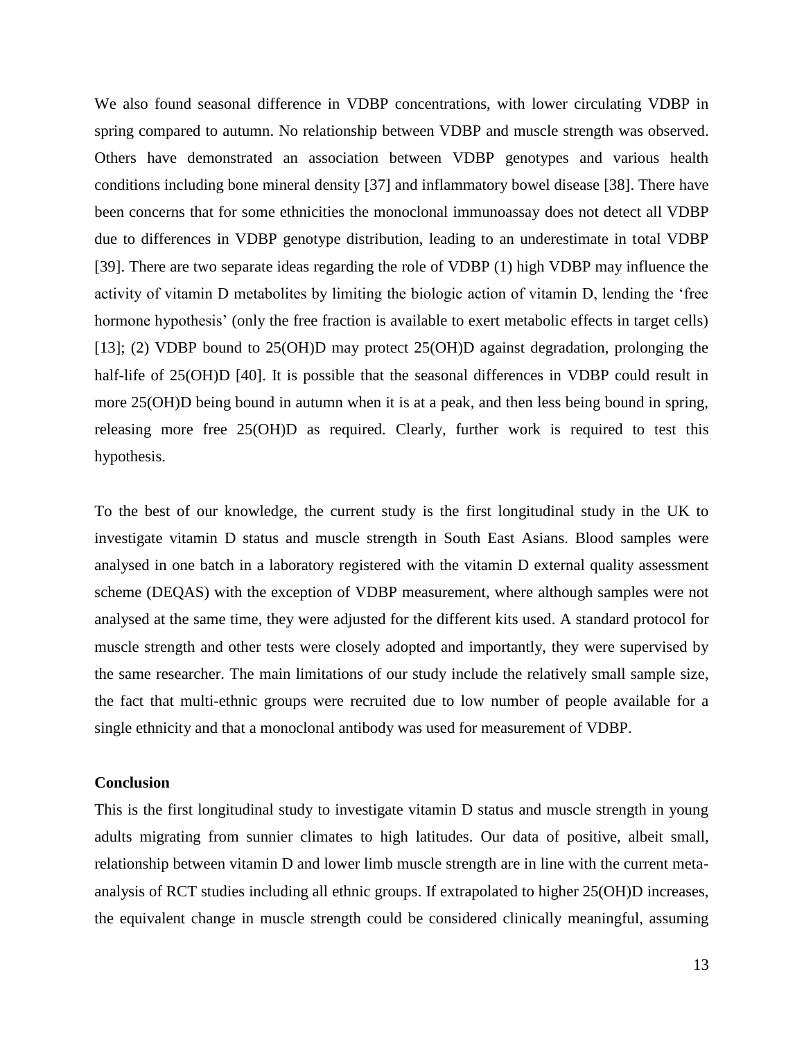We also found seasonal difference in VDBP concentrations, with lower circulating VDBP in spring compared to autumn. No relationship between VDBP and muscle strength was observed. Others have demonstrated an association between VDBP genotypes and various health conditions including bone mineral density [37] and inflammatory bowel disease [38]. There have been concerns that for some ethnicities the monoclonal immunoassay does not detect all VDBP due to differences in VDBP genotype distribution, leading to an underestimate in total VDBP [39]. There are two separate ideas regarding the role of VDBP (1) high VDBP may influence the activity of vitamin D metabolites by limiting the biologic action of vitamin D, lending the 'free hormone hypothesis' (only the free fraction is available to exert metabolic effects in target cells) [13]; (2) VDBP bound to 25(OH)D may protect 25(OH)D against degradation, prolonging the half-life of 25(OH)D [40]. It is possible that the seasonal differences in VDBP could result in more 25(OH)D being bound in autumn when it is at a peak, and then less being bound in spring, releasing more free 25(OH)D as required. Clearly, further work is required to test this hypothesis.

To the best of our knowledge, the current study is the first longitudinal study in the UK to investigate vitamin D status and muscle strength in South East Asians. Blood samples were analysed in one batch in a laboratory registered with the vitamin D external quality assessment scheme (DEQAS) with the exception of VDBP measurement, where although samples were not analysed at the same time, they were adjusted for the different kits used. A standard protocol for muscle strength and other tests were closely adopted and importantly, they were supervised by the same researcher. The main limitations of our study include the relatively small sample size, the fact that multi-ethnic groups were recruited due to low number of people available for a single ethnicity and that a monoclonal antibody was used for measurement of VDBP.

**Conclusion**

This is the first longitudinal study to investigate vitamin D status and muscle strength in young adults migrating from sunnier climates to high latitudes. Our data of positive, albeit small, relationship between vitamin D and lower limb muscle strength are in line with the current meta-analysis of RCT studies including all ethnic groups. If extrapolated to higher 25(OH)D increases, the equivalent change in muscle strength could be considered clinically meaningful, assuming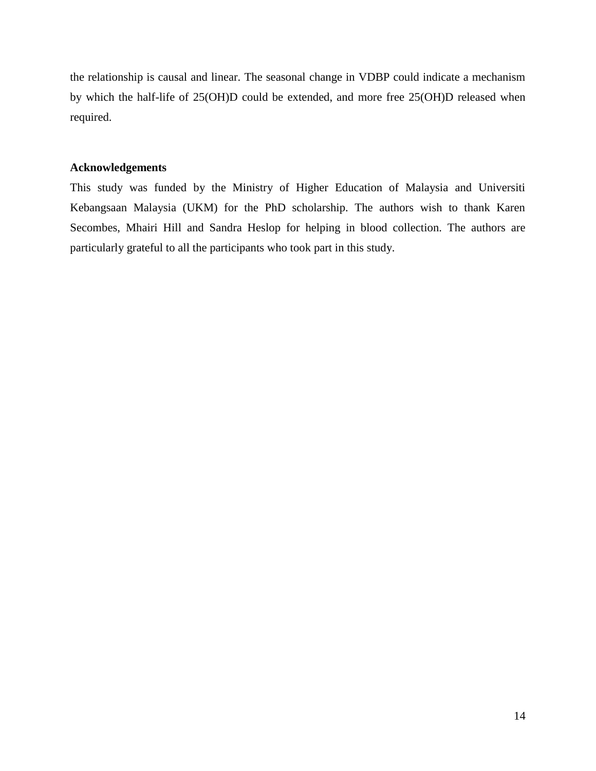the relationship is causal and linear. The seasonal change in VDBP could indicate a mechanism by which the half-life of 25(OH)D could be extended, and more free 25(OH)D released when required.

## Acknowledgements

This study was funded by the Ministry of Higher Education of Malaysia and Universiti Kebangsaan Malaysia (UKM) for the PhD scholarship. The authors wish to thank Karen Secombes, Mhairi Hill and Sandra Heslop for helping in blood collection. The authors are particularly grateful to all the participants who took part in this study.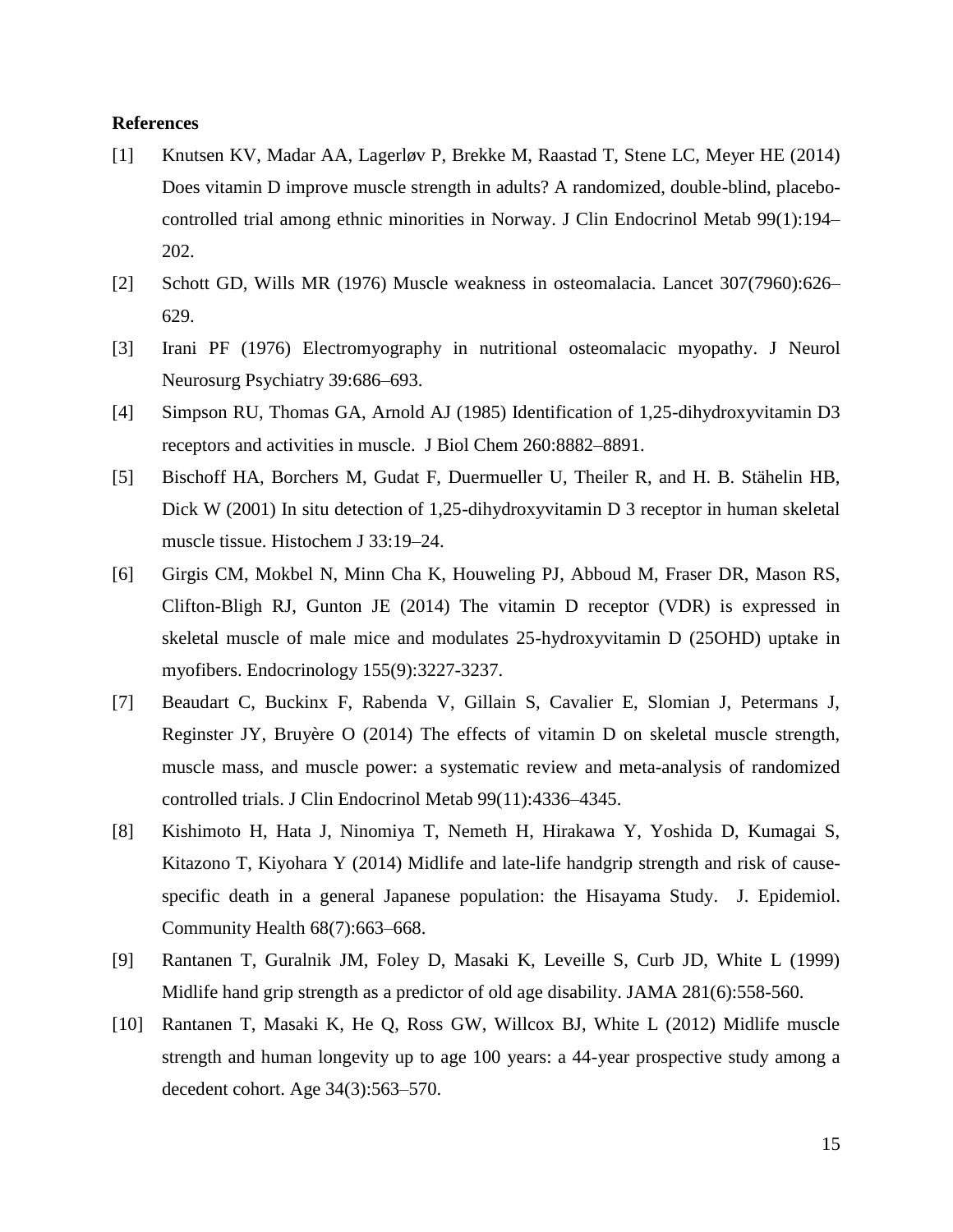**References**

[1] Knutsen KV, Madar AA, Lagerløv P, Brekke M, Raastad T, Stene LC, Meyer HE (2014) Does vitamin D improve muscle strength in adults? A randomized, double-blind, placebo-controlled trial among ethnic minorities in Norway. J Clin Endocrinol Metab 99(1):194–202.

[2] Schott GD, Wills MR (1976) Muscle weakness in osteomalacia. Lancet 307(7960):626–629.

[3] Irani PF (1976) Electromyography in nutritional osteomalacic myopathy. J Neurol Neurosurg Psychiatry 39:686–693.

[4] Simpson RU, Thomas GA, Arnold AJ (1985) Identification of 1,25-dihydroxyvitamin D3 receptors and activities in muscle. J Biol Chem 260:8882–8891.

[5] Bischoff HA, Borchers M, Gudat F, Duermueller U, Theiler R, and H. B. Stähelin HB, Dick W (2001) In situ detection of 1,25-dihydroxyvitamin D 3 receptor in human skeletal muscle tissue. Histochem J 33:19–24.

[6] Girgis CM, Mokbel N, Minn Cha K, Houweling PJ, Abboud M, Fraser DR, Mason RS, Clifton-Bligh RJ, Gunton JE (2014) The vitamin D receptor (VDR) is expressed in skeletal muscle of male mice and modulates 25-hydroxyvitamin D (25OHD) uptake in myofibers. Endocrinology 155(9):3227-3237.

[7] Beaudart C, Buckinx F, Rabenda V, Gillain S, Cavalier E, Slomian J, Petermans J, Reginster JY, Bruyère O (2014) The effects of vitamin D on skeletal muscle strength, muscle mass, and muscle power: a systematic review and meta-analysis of randomized controlled trials. J Clin Endocrinol Metab 99(11):4336–4345.

[8] Kishimoto H, Hata J, Ninomiya T, Nemeth H, Hirakawa Y, Yoshida D, Kumagai S, Kitazono T, Kiyohara Y (2014) Midlife and late-life handgrip strength and risk of cause-specific death in a general Japanese population: the Hisayama Study. J. Epidemiol. Community Health 68(7):663–668.

[9] Rantanen T, Guralnik JM, Foley D, Masaki K, Leveille S, Curb JD, White L (1999) Midlife hand grip strength as a predictor of old age disability. JAMA 281(6):558-560.

[10] Rantanen T, Masaki K, He Q, Ross GW, Willcox BJ, White L (2012) Midlife muscle strength and human longevity up to age 100 years: a 44-year prospective study among a decedent cohort. Age 34(3):563–570.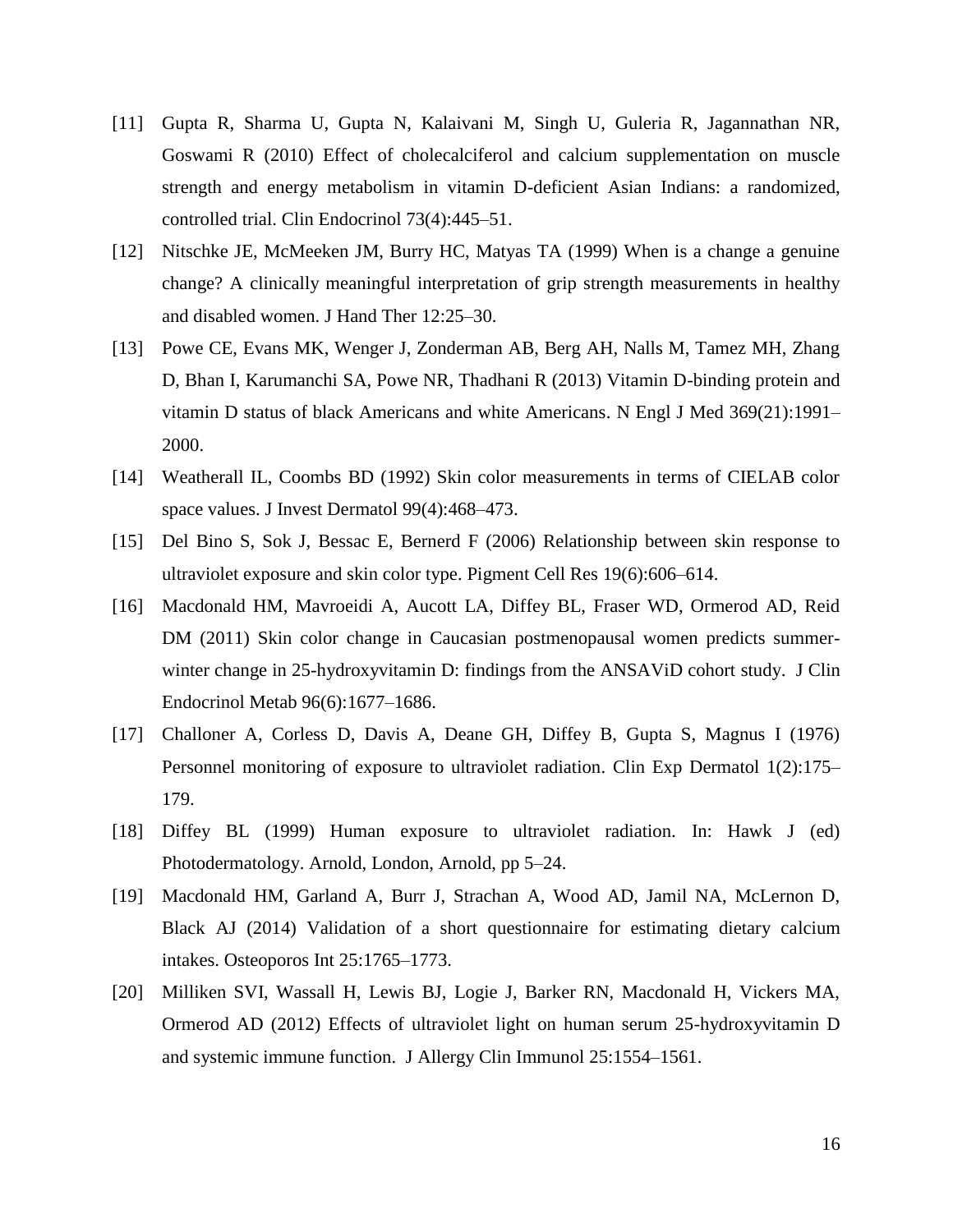[11] Gupta R, Sharma U, Gupta N, Kalaivani M, Singh U, Guleria R, Jagannathan NR, Goswami R (2010) Effect of cholecalciferol and calcium supplementation on muscle strength and energy metabolism in vitamin D-deficient Asian Indians: a randomized, controlled trial. Clin Endocrinol 73(4):445–51.

[12] Nitschke JE, McMeeken JM, Burry HC, Matyas TA (1999) When is a change a genuine change? A clinically meaningful interpretation of grip strength measurements in healthy and disabled women. J Hand Ther 12:25–30.

[13] Powe CE, Evans MK, Wenger J, Zonderman AB, Berg AH, Nalls M, Tamez MH, Zhang D, Bhan I, Karumanchi SA, Powe NR, Thadhani R (2013) Vitamin D-binding protein and vitamin D status of black Americans and white Americans. N Engl J Med 369(21):1991–2000.

[14] Weatherall IL, Coombs BD (1992) Skin color measurements in terms of CIELAB color space values. J Invest Dermatol 99(4):468–473.

[15] Del Bino S, Sok J, Bessac E, Bernerd F (2006) Relationship between skin response to ultraviolet exposure and skin color type. Pigment Cell Res 19(6):606–614.

[16] Macdonald HM, Mavroeidi A, Aucott LA, Diffey BL, Fraser WD, Ormerod AD, Reid DM (2011) Skin color change in Caucasian postmenopausal women predicts summer-winter change in 25-hydroxyvitamin D: findings from the ANSAViD cohort study. J Clin Endocrinol Metab 96(6):1677–1686.

[17] Challoner A, Corless D, Davis A, Deane GH, Diffey B, Gupta S, Magnus I (1976) Personnel monitoring of exposure to ultraviolet radiation. Clin Exp Dermatol 1(2):175–179.

[18] Diffey BL (1999) Human exposure to ultraviolet radiation. In: Hawk J (ed) Photodermatology. Arnold, London, Arnold, pp 5–24.

[19] Macdonald HM, Garland A, Burr J, Strachan A, Wood AD, Jamil NA, McLernon D, Black AJ (2014) Validation of a short questionnaire for estimating dietary calcium intakes. Osteoporos Int 25:1765–1773.

[20] Milliken SVI, Wassall H, Lewis BJ, Logie J, Barker RN, Macdonald H, Vickers MA, Ormerod AD (2012) Effects of ultraviolet light on human serum 25-hydroxyvitamin D and systemic immune function. J Allergy Clin Immunol 25:1554–1561.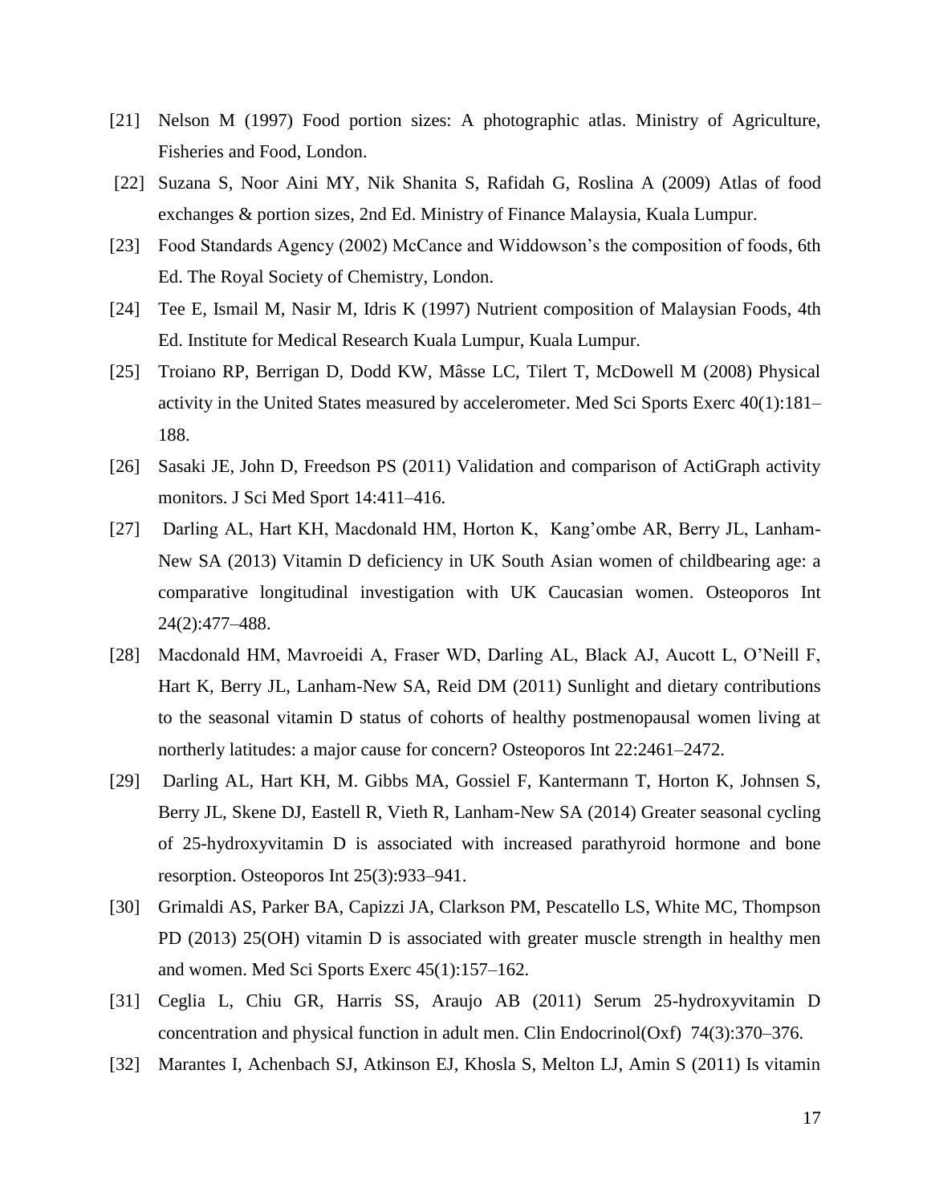[21] Nelson M (1997) Food portion sizes: A photographic atlas. Ministry of Agriculture, Fisheries and Food, London.

[22] Suzana S, Noor Aini MY, Nik Shanita S, Rafidah G, Roslina A (2009) Atlas of food exchanges & portion sizes, 2nd Ed. Ministry of Finance Malaysia, Kuala Lumpur.

[23] Food Standards Agency (2002) McCance and Widdowson's the composition of foods, 6th Ed. The Royal Society of Chemistry, London.

[24] Tee E, Ismail M, Nasir M, Idris K (1997) Nutrient composition of Malaysian Foods, 4th Ed. Institute for Medical Research Kuala Lumpur, Kuala Lumpur.

[25] Troiano RP, Berrigan D, Dodd KW, Mâsse LC, Tilert T, McDowell M (2008) Physical activity in the United States measured by accelerometer. Med Sci Sports Exerc 40(1):181–188.

[26] Sasaki JE, John D, Freedson PS (2011) Validation and comparison of ActiGraph activity monitors. J Sci Med Sport 14:411–416.

[27] Darling AL, Hart KH, Macdonald HM, Horton K, Kang'ombe AR, Berry JL, Lanham-New SA (2013) Vitamin D deficiency in UK South Asian women of childbearing age: a comparative longitudinal investigation with UK Caucasian women. Osteoporos Int 24(2):477–488.

[28] Macdonald HM, Mavroeidi A, Fraser WD, Darling AL, Black AJ, Aucott L, O'Neill F, Hart K, Berry JL, Lanham-New SA, Reid DM (2011) Sunlight and dietary contributions to the seasonal vitamin D status of cohorts of healthy postmenopausal women living at northerly latitudes: a major cause for concern? Osteoporos Int 22:2461–2472.

[29] Darling AL, Hart KH, M. Gibbs MA, Gossiel F, Kantermann T, Horton K, Johnsen S, Berry JL, Skene DJ, Eastell R, Vieth R, Lanham-New SA (2014) Greater seasonal cycling of 25-hydroxyvitamin D is associated with increased parathyroid hormone and bone resorption. Osteoporos Int 25(3):933–941.

[30] Grimaldi AS, Parker BA, Capizzi JA, Clarkson PM, Pescatello LS, White MC, Thompson PD (2013) 25(OH) vitamin D is associated with greater muscle strength in healthy men and women. Med Sci Sports Exerc 45(1):157–162.

[31] Ceglia L, Chiu GR, Harris SS, Araujo AB (2011) Serum 25-hydroxyvitamin D concentration and physical function in adult men. Clin Endocrinol(Oxf) 74(3):370–376.

[32] Marantes I, Achenbach SJ, Atkinson EJ, Khosla S, Melton LJ, Amin S (2011) Is vitamin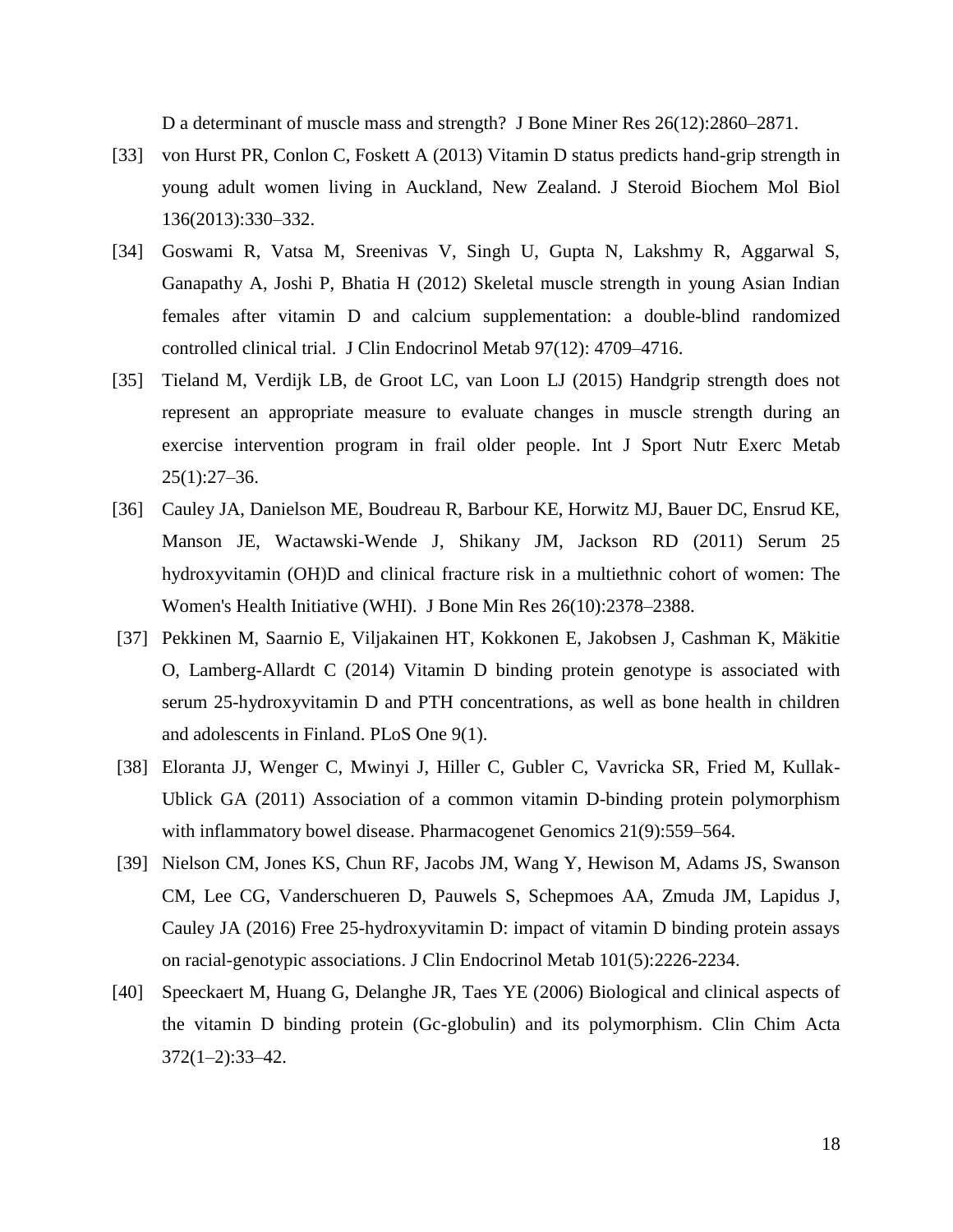D a determinant of muscle mass and strength? J Bone Miner Res 26(12):2860–2871.

[33] von Hurst PR, Conlon C, Foskett A (2013) Vitamin D status predicts hand-grip strength in young adult women living in Auckland, New Zealand. J Steroid Biochem Mol Biol 136(2013):330–332.

[34] Goswami R, Vatsa M, Sreenivas V, Singh U, Gupta N, Lakshmy R, Aggarwal S, Ganapathy A, Joshi P, Bhatia H (2012) Skeletal muscle strength in young Asian Indian females after vitamin D and calcium supplementation: a double-blind randomized controlled clinical trial. J Clin Endocrinol Metab 97(12): 4709–4716.

[35] Tieland M, Verdijk LB, de Groot LC, van Loon LJ (2015) Handgrip strength does not represent an appropriate measure to evaluate changes in muscle strength during an exercise intervention program in frail older people. Int J Sport Nutr Exerc Metab 25(1):27–36.

[36] Cauley JA, Danielson ME, Boudreau R, Barbour KE, Horwitz MJ, Bauer DC, Ensrud KE, Manson JE, Wactawski-Wende J, Shikany JM, Jackson RD (2011) Serum 25 hydroxyvitamin (OH)D and clinical fracture risk in a multiethnic cohort of women: The Women's Health Initiative (WHI). J Bone Min Res 26(10):2378–2388.

[37] Pekkinen M, Saarnio E, Viljakainen HT, Kokkonen E, Jakobsen J, Cashman K, Mäkitie O, Lamberg-Allardt C (2014) Vitamin D binding protein genotype is associated with serum 25-hydroxyvitamin D and PTH concentrations, as well as bone health in children and adolescents in Finland. PLoS One 9(1).

[38] Eloranta JJ, Wenger C, Mwinyi J, Hiller C, Gubler C, Vavricka SR, Fried M, Kullak-Ublick GA (2011) Association of a common vitamin D-binding protein polymorphism with inflammatory bowel disease. Pharmacogenet Genomics 21(9):559–564.

[39] Nielson CM, Jones KS, Chun RF, Jacobs JM, Wang Y, Hewison M, Adams JS, Swanson CM, Lee CG, Vanderschueren D, Pauwels S, Schepmoes AA, Zmuda JM, Lapidus J, Cauley JA (2016) Free 25-hydroxyvitamin D: impact of vitamin D binding protein assays on racial-genotypic associations. J Clin Endocrinol Metab 101(5):2226-2234.

[40] Speeckaert M, Huang G, Delanghe JR, Taes YE (2006) Biological and clinical aspects of the vitamin D binding protein (Gc-globulin) and its polymorphism. Clin Chim Acta 372(1–2):33–42.